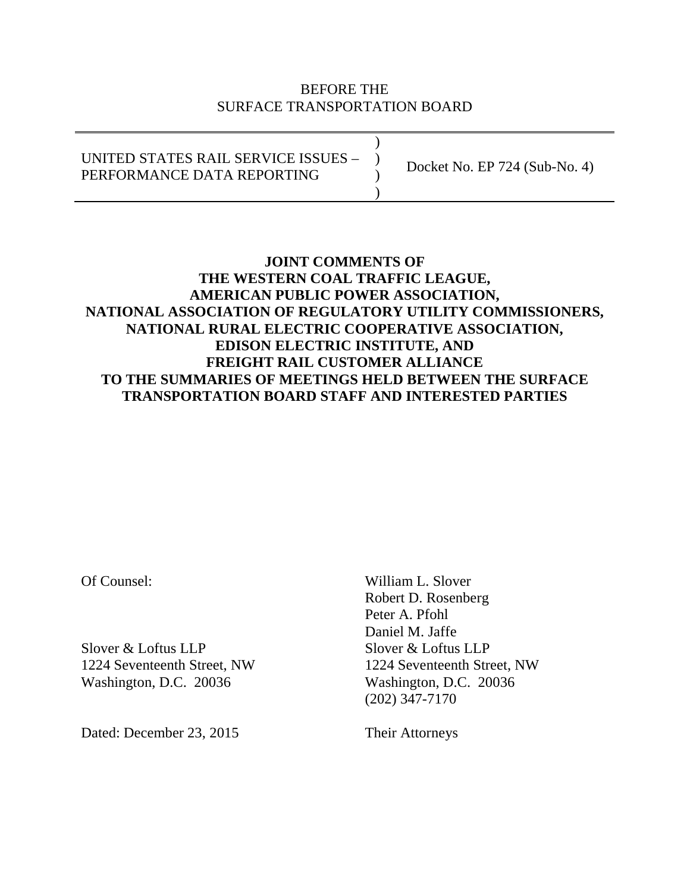BEFORE THE
SURFACE TRANSPORTATION BOARD

| | | |
|---|---|---|
| UNITED STATES RAIL SERVICE ISSUES – PERFORMANCE DATA REPORTING | ) ) ) ) | Docket No. EP 724 (Sub-No. 4) |

**JOINT COMMENTS OF**
**THE WESTERN COAL TRAFFIC LEAGUE,**
**AMERICAN PUBLIC POWER ASSOCIATION,**
**NATIONAL ASSOCIATION OF REGULATORY UTILITY COMMISSIONERS,**
**NATIONAL RURAL ELECTRIC COOPERATIVE ASSOCIATION,**
**EDISON ELECTRIC INSTITUTE, AND**
**FREIGHT RAIL CUSTOMER ALLIANCE**
**TO THE SUMMARIES OF MEETINGS HELD BETWEEN THE SURFACE TRANSPORTATION BOARD STAFF AND INTERESTED PARTIES**

Of Counsel:

Slover & Loftus LLP
1224 Seventeenth Street, NW
Washington, D.C. 20036

Dated: December 23, 2015

William L. Slover
Robert D. Rosenberg
Peter A. Pfohl
Daniel M. Jaffe
Slover & Loftus LLP
1224 Seventeenth Street, NW
Washington, D.C. 20036
(202) 347-7170

Their Attorneys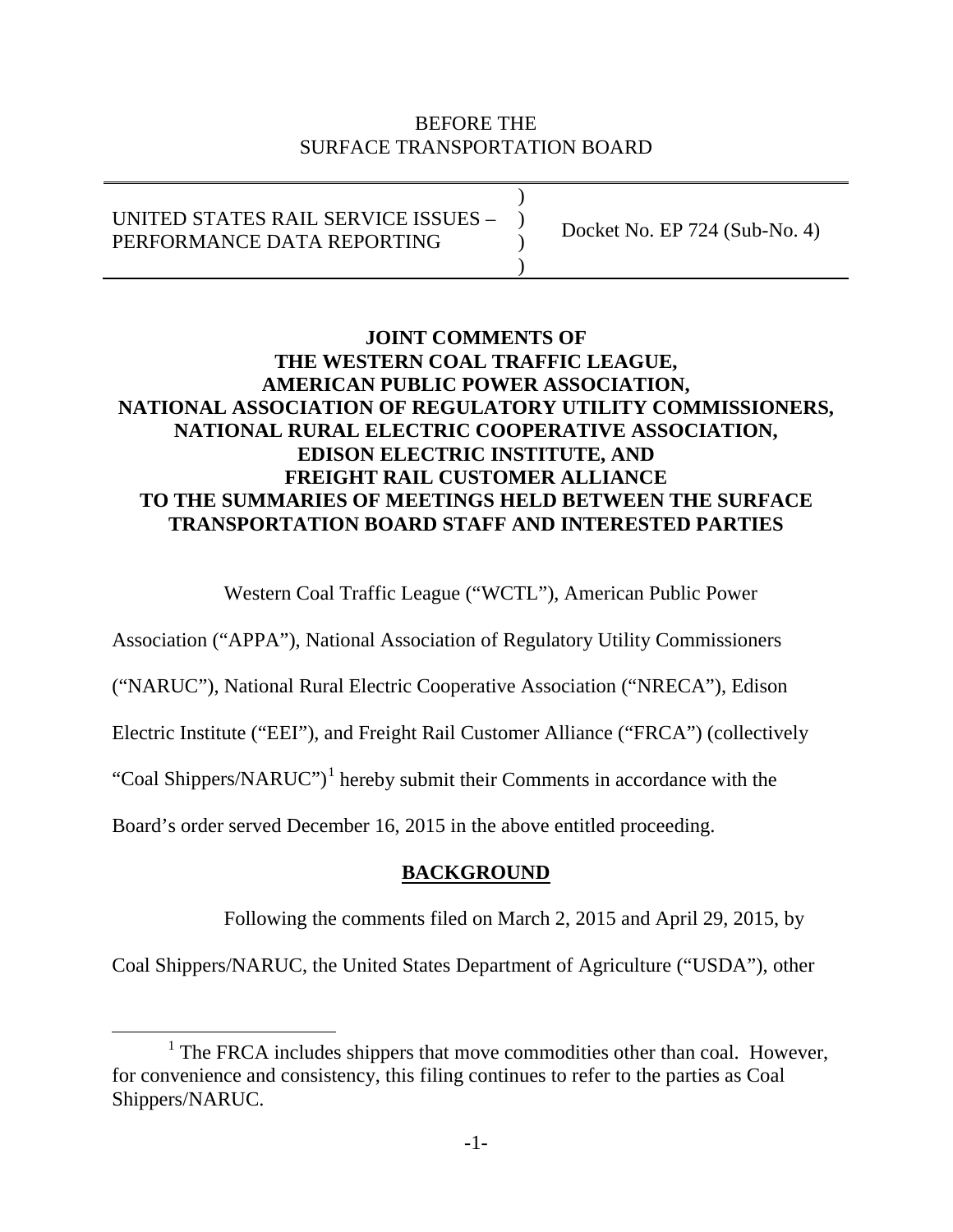BEFORE THE
SURFACE TRANSPORTATION BOARD

| UNITED STATES RAIL SERVICE ISSUES – PERFORMANCE DATA REPORTING | ) ) ) ) | Docket No. EP 724 (Sub-No. 4) |
|---|---|---|

**JOINT COMMENTS OF**
**THE WESTERN COAL TRAFFIC LEAGUE,**
**AMERICAN PUBLIC POWER ASSOCIATION,**
**NATIONAL ASSOCIATION OF REGULATORY UTILITY COMMISSIONERS,**
**NATIONAL RURAL ELECTRIC COOPERATIVE ASSOCIATION,**
**EDISON ELECTRIC INSTITUTE, AND**
**FREIGHT RAIL CUSTOMER ALLIANCE**
**TO THE SUMMARIES OF MEETINGS HELD BETWEEN THE SURFACE TRANSPORTATION BOARD STAFF AND INTERESTED PARTIES**

Western Coal Traffic League ("WCTL"), American Public Power Association ("APPA"), National Association of Regulatory Utility Commissioners ("NARUC"), National Rural Electric Cooperative Association ("NRECA"), Edison Electric Institute ("EEI"), and Freight Rail Customer Alliance ("FRCA") (collectively "Coal Shippers/NARUC")[1] hereby submit their Comments in accordance with the Board's order served December 16, 2015 in the above entitled proceeding.

## BACKGROUND

Following the comments filed on March 2, 2015 and April 29, 2015, by Coal Shippers/NARUC, the United States Department of Agriculture ("USDA"), other

[1] The FRCA includes shippers that move commodities other than coal. However, for convenience and consistency, this filing continues to refer to the parties as Coal Shippers/NARUC.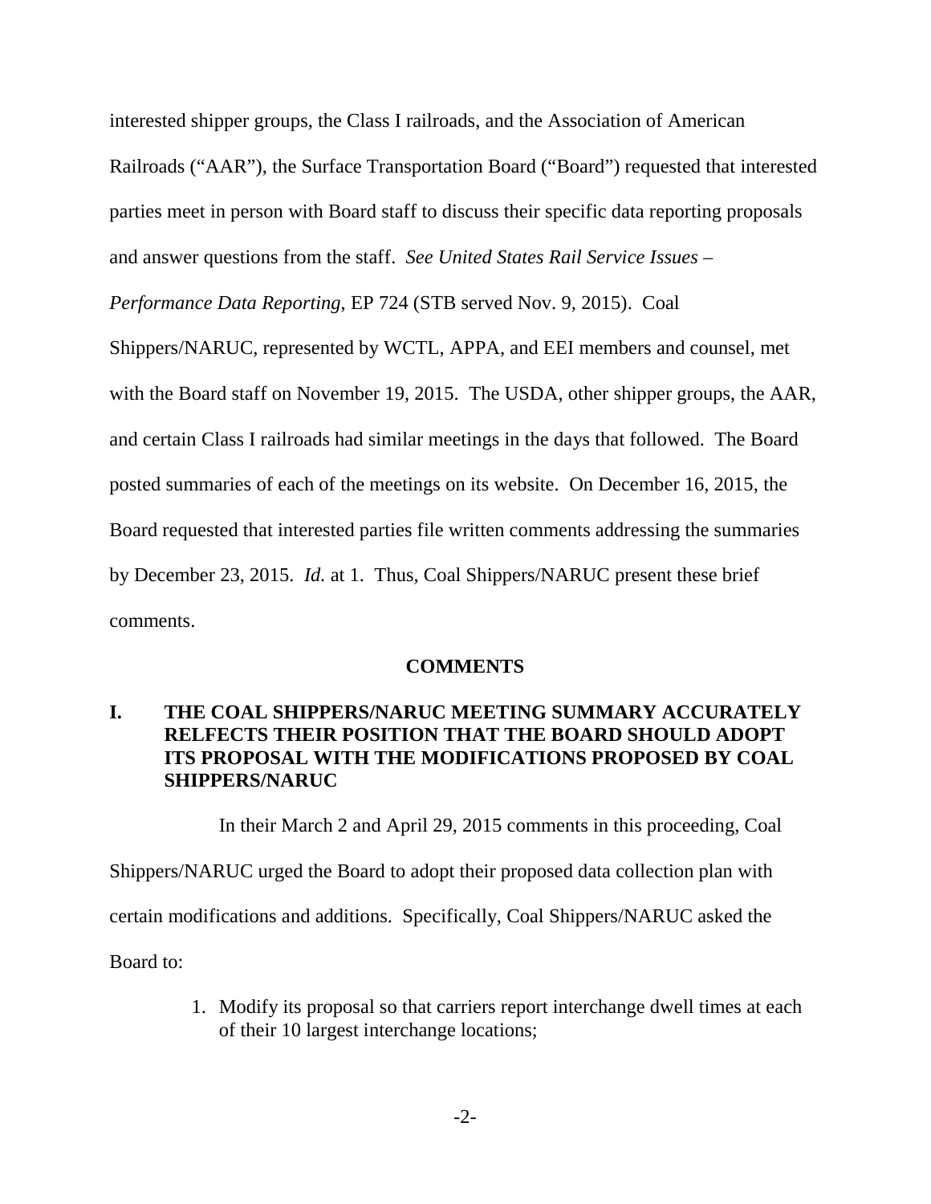interested shipper groups, the Class I railroads, and the Association of American Railroads ("AAR"), the Surface Transportation Board ("Board") requested that interested parties meet in person with Board staff to discuss their specific data reporting proposals and answer questions from the staff. *See United States Rail Service Issues – Performance Data Reporting*, EP 724 (STB served Nov. 9, 2015). Coal Shippers/NARUC, represented by WCTL, APPA, and EEI members and counsel, met with the Board staff on November 19, 2015. The USDA, other shipper groups, the AAR, and certain Class I railroads had similar meetings in the days that followed. The Board posted summaries of each of the meetings on its website. On December 16, 2015, the Board requested that interested parties file written comments addressing the summaries by December 23, 2015. *Id.* at 1. Thus, Coal Shippers/NARUC present these brief comments.

## COMMENTS

### I. THE COAL SHIPPERS/NARUC MEETING SUMMARY ACCURATELY RELFECTS THEIR POSITION THAT THE BOARD SHOULD ADOPT ITS PROPOSAL WITH THE MODIFICATIONS PROPOSED BY COAL SHIPPERS/NARUC

In their March 2 and April 29, 2015 comments in this proceeding, Coal Shippers/NARUC urged the Board to adopt their proposed data collection plan with certain modifications and additions. Specifically, Coal Shippers/NARUC asked the Board to:

1. Modify its proposal so that carriers report interchange dwell times at each of their 10 largest interchange locations;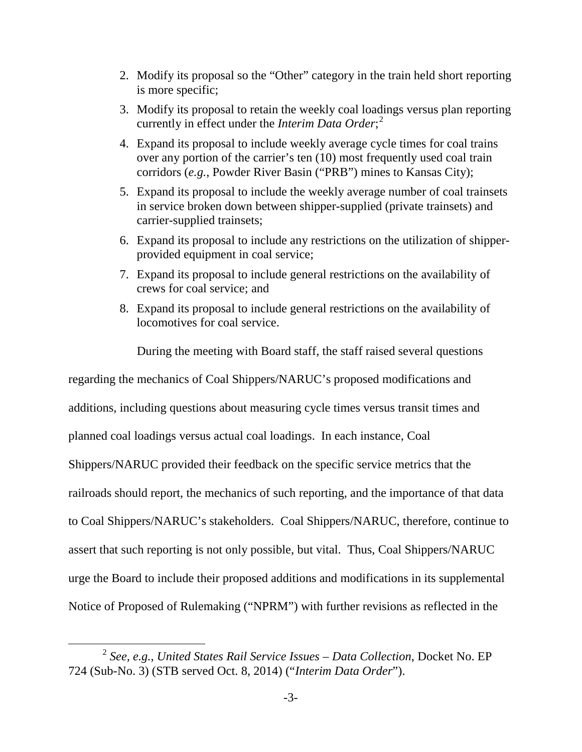2. Modify its proposal so the "Other" category in the train held short reporting is more specific;
3. Modify its proposal to retain the weekly coal loadings versus plan reporting currently in effect under the *Interim Data Order*;[2]
4. Expand its proposal to include weekly average cycle times for coal trains over any portion of the carrier's ten (10) most frequently used coal train corridors (*e.g.*, Powder River Basin ("PRB") mines to Kansas City);
5. Expand its proposal to include the weekly average number of coal trainsets in service broken down between shipper-supplied (private trainsets) and carrier-supplied trainsets;
6. Expand its proposal to include any restrictions on the utilization of shipper-provided equipment in coal service;
7. Expand its proposal to include general restrictions on the availability of crews for coal service; and
8. Expand its proposal to include general restrictions on the availability of locomotives for coal service.

During the meeting with Board staff, the staff raised several questions regarding the mechanics of Coal Shippers/NARUC's proposed modifications and additions, including questions about measuring cycle times versus transit times and planned coal loadings versus actual coal loadings. In each instance, Coal Shippers/NARUC provided their feedback on the specific service metrics that the railroads should report, the mechanics of such reporting, and the importance of that data to Coal Shippers/NARUC's stakeholders. Coal Shippers/NARUC, therefore, continue to assert that such reporting is not only possible, but vital. Thus, Coal Shippers/NARUC urge the Board to include their proposed additions and modifications in its supplemental Notice of Proposed of Rulemaking ("NPRM") with further revisions as reflected in the

---

[2] *See, e.g.*, *United States Rail Service Issues – Data Collection*, Docket No. EP 724 (Sub-No. 3) (STB served Oct. 8, 2014) ("*Interim Data Order*").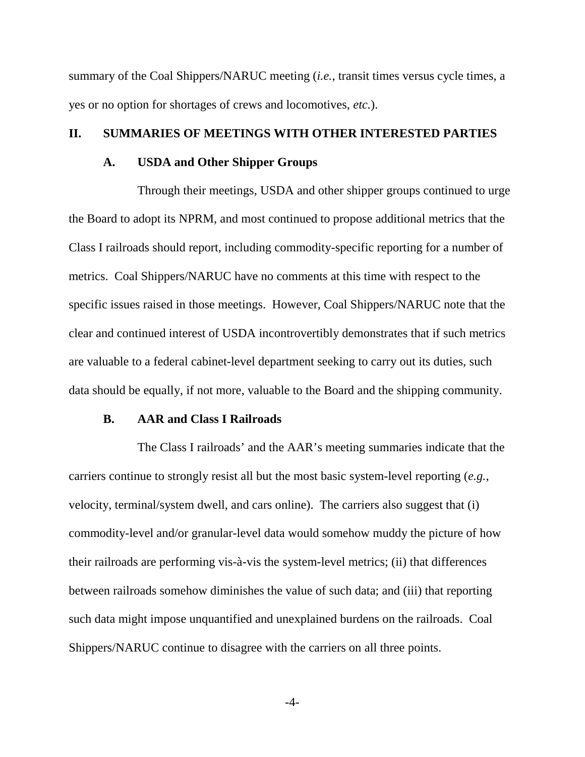summary of the Coal Shippers/NARUC meeting (*i.e.*, transit times versus cycle times, a yes or no option for shortages of crews and locomotives, *etc.*).

## II. SUMMARIES OF MEETINGS WITH OTHER INTERESTED PARTIES

### A. USDA and Other Shipper Groups

Through their meetings, USDA and other shipper groups continued to urge the Board to adopt its NPRM, and most continued to propose additional metrics that the Class I railroads should report, including commodity-specific reporting for a number of metrics. Coal Shippers/NARUC have no comments at this time with respect to the specific issues raised in those meetings. However, Coal Shippers/NARUC note that the clear and continued interest of USDA incontrovertibly demonstrates that if such metrics are valuable to a federal cabinet-level department seeking to carry out its duties, such data should be equally, if not more, valuable to the Board and the shipping community.

### B. AAR and Class I Railroads

The Class I railroads' and the AAR's meeting summaries indicate that the carriers continue to strongly resist all but the most basic system-level reporting (*e.g.*, velocity, terminal/system dwell, and cars online). The carriers also suggest that (i) commodity-level and/or granular-level data would somehow muddy the picture of how their railroads are performing vis-à-vis the system-level metrics; (ii) that differences between railroads somehow diminishes the value of such data; and (iii) that reporting such data might impose unquantified and unexplained burdens on the railroads. Coal Shippers/NARUC continue to disagree with the carriers on all three points.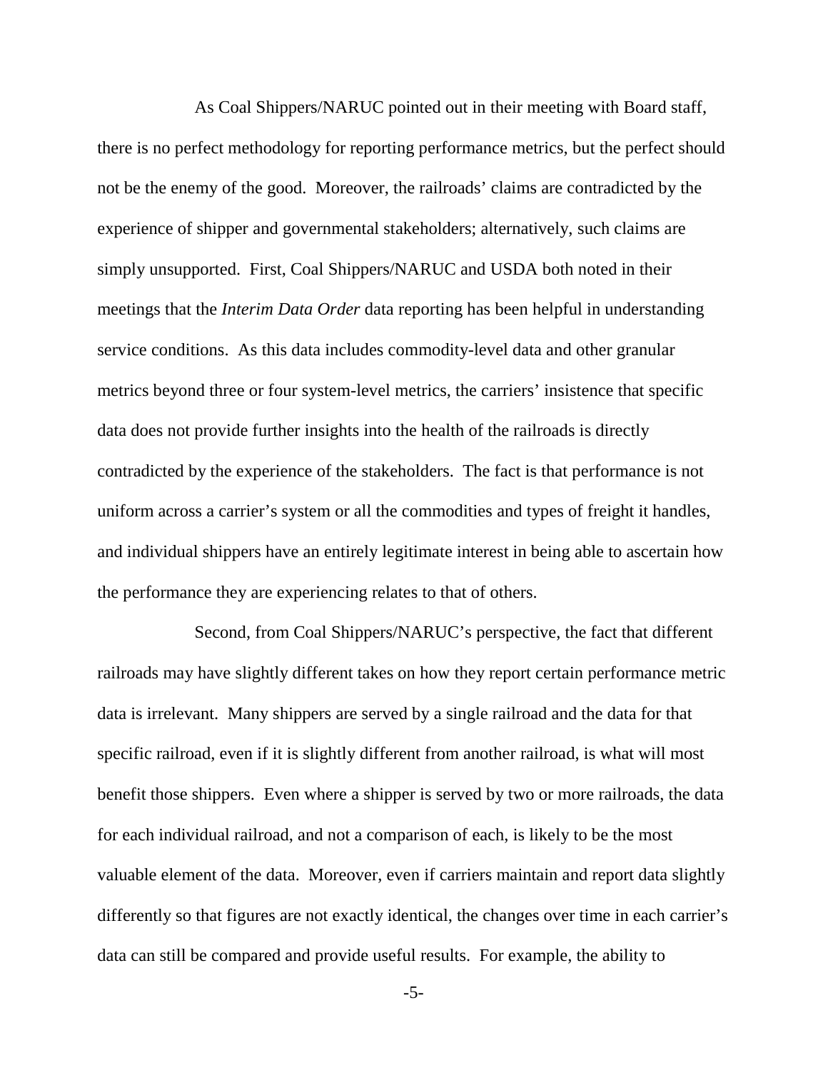As Coal Shippers/NARUC pointed out in their meeting with Board staff, there is no perfect methodology for reporting performance metrics, but the perfect should not be the enemy of the good. Moreover, the railroads' claims are contradicted by the experience of shipper and governmental stakeholders; alternatively, such claims are simply unsupported. First, Coal Shippers/NARUC and USDA both noted in their meetings that the *Interim Data Order* data reporting has been helpful in understanding service conditions. As this data includes commodity-level data and other granular metrics beyond three or four system-level metrics, the carriers' insistence that specific data does not provide further insights into the health of the railroads is directly contradicted by the experience of the stakeholders. The fact is that performance is not uniform across a carrier's system or all the commodities and types of freight it handles, and individual shippers have an entirely legitimate interest in being able to ascertain how the performance they are experiencing relates to that of others.

Second, from Coal Shippers/NARUC's perspective, the fact that different railroads may have slightly different takes on how they report certain performance metric data is irrelevant. Many shippers are served by a single railroad and the data for that specific railroad, even if it is slightly different from another railroad, is what will most benefit those shippers. Even where a shipper is served by two or more railroads, the data for each individual railroad, and not a comparison of each, is likely to be the most valuable element of the data. Moreover, even if carriers maintain and report data slightly differently so that figures are not exactly identical, the changes over time in each carrier's data can still be compared and provide useful results. For example, the ability to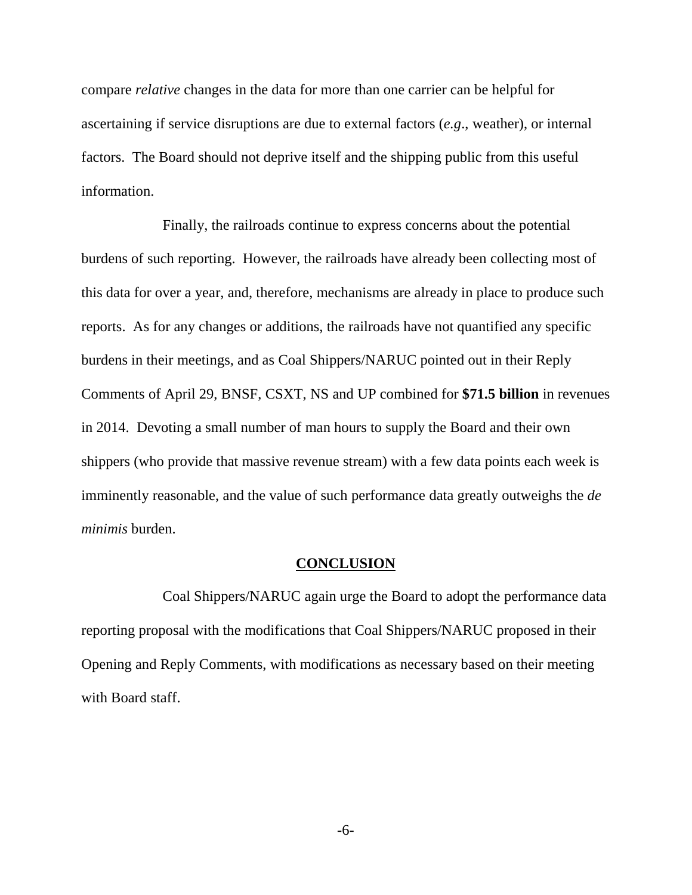compare *relative* changes in the data for more than one carrier can be helpful for ascertaining if service disruptions are due to external factors (*e.g*., weather), or internal factors. The Board should not deprive itself and the shipping public from this useful information.

Finally, the railroads continue to express concerns about the potential burdens of such reporting. However, the railroads have already been collecting most of this data for over a year, and, therefore, mechanisms are already in place to produce such reports. As for any changes or additions, the railroads have not quantified any specific burdens in their meetings, and as Coal Shippers/NARUC pointed out in their Reply Comments of April 29, BNSF, CSXT, NS and UP combined for **$71.5 billion** in revenues in 2014. Devoting a small number of man hours to supply the Board and their own shippers (who provide that massive revenue stream) with a few data points each week is imminently reasonable, and the value of such performance data greatly outweighs the *de minimis* burden.

## CONCLUSION

Coal Shippers/NARUC again urge the Board to adopt the performance data reporting proposal with the modifications that Coal Shippers/NARUC proposed in their Opening and Reply Comments, with modifications as necessary based on their meeting with Board staff.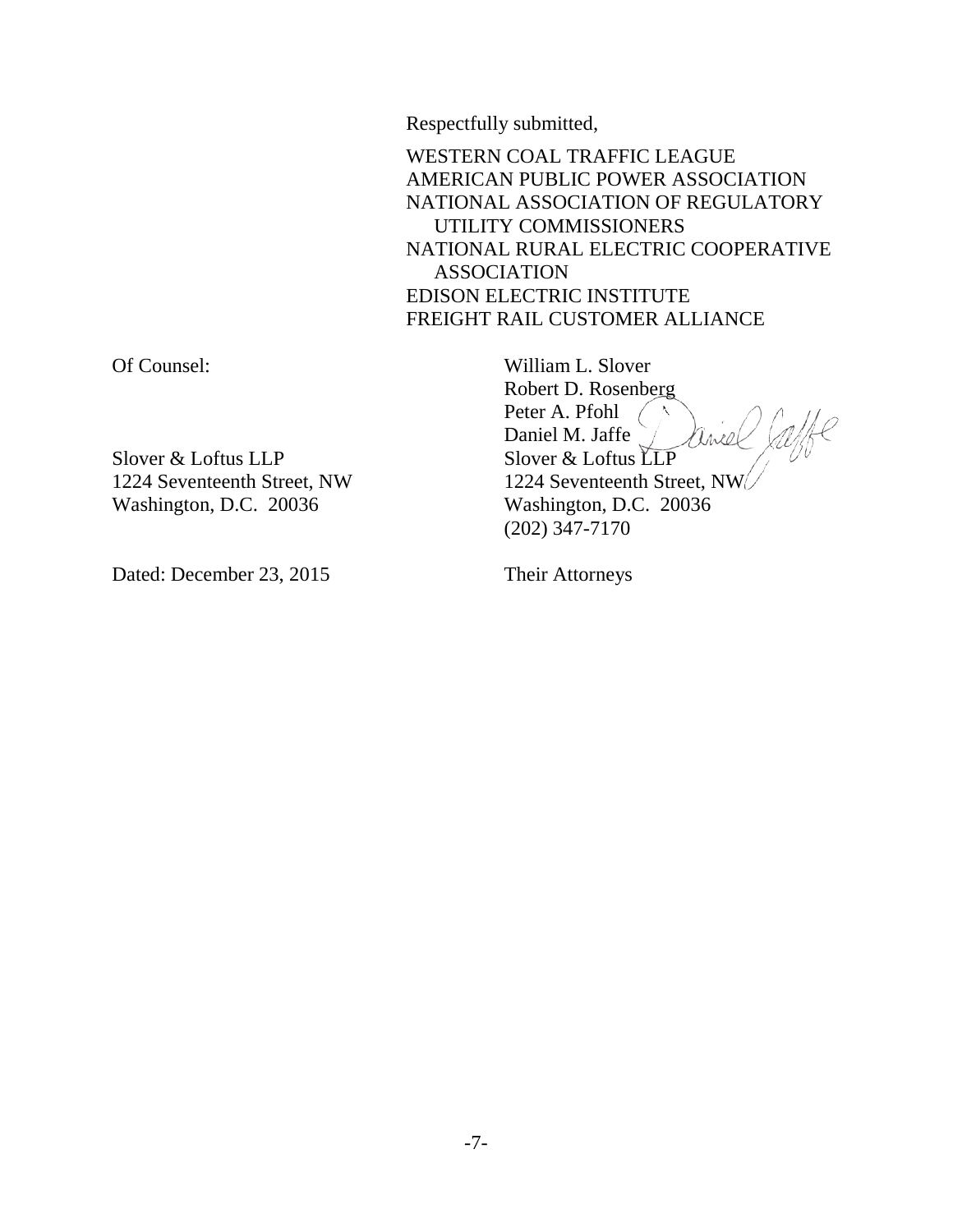Respectfully submitted,

WESTERN COAL TRAFFIC LEAGUE
AMERICAN PUBLIC POWER ASSOCIATION
NATIONAL ASSOCIATION OF REGULATORY UTILITY COMMISSIONERS
NATIONAL RURAL ELECTRIC COOPERATIVE ASSOCIATION
EDISON ELECTRIC INSTITUTE
FREIGHT RAIL CUSTOMER ALLIANCE

William L. Slover
Robert D. Rosenberg
Peter A. Pfohl
Daniel M. Jaffe
Slover & Loftus LLP
1224 Seventeenth Street, NW
Washington, D.C. 20036
(202) 347-7170

Their Attorneys

Of Counsel:

Slover & Loftus LLP
1224 Seventeenth Street, NW
Washington, D.C. 20036

Dated: December 23, 2015